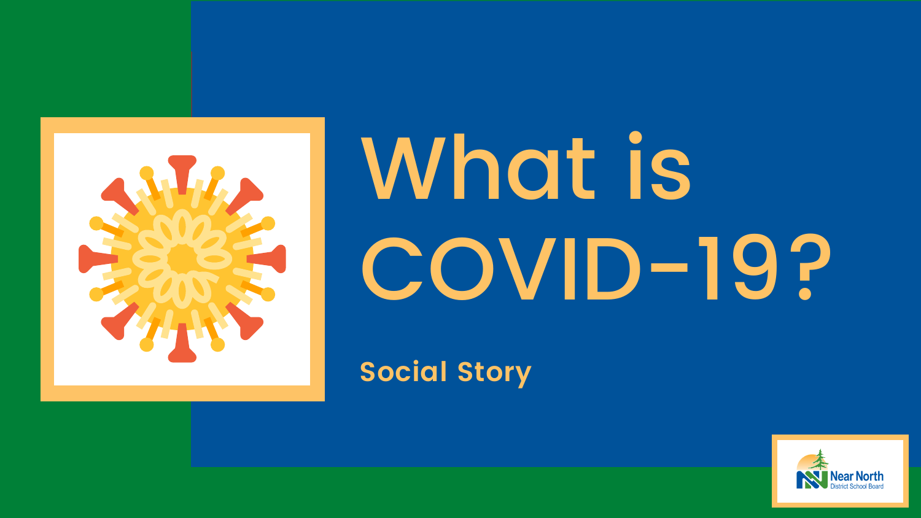# What is COVID-19?

**Social Story**

Near North District School Board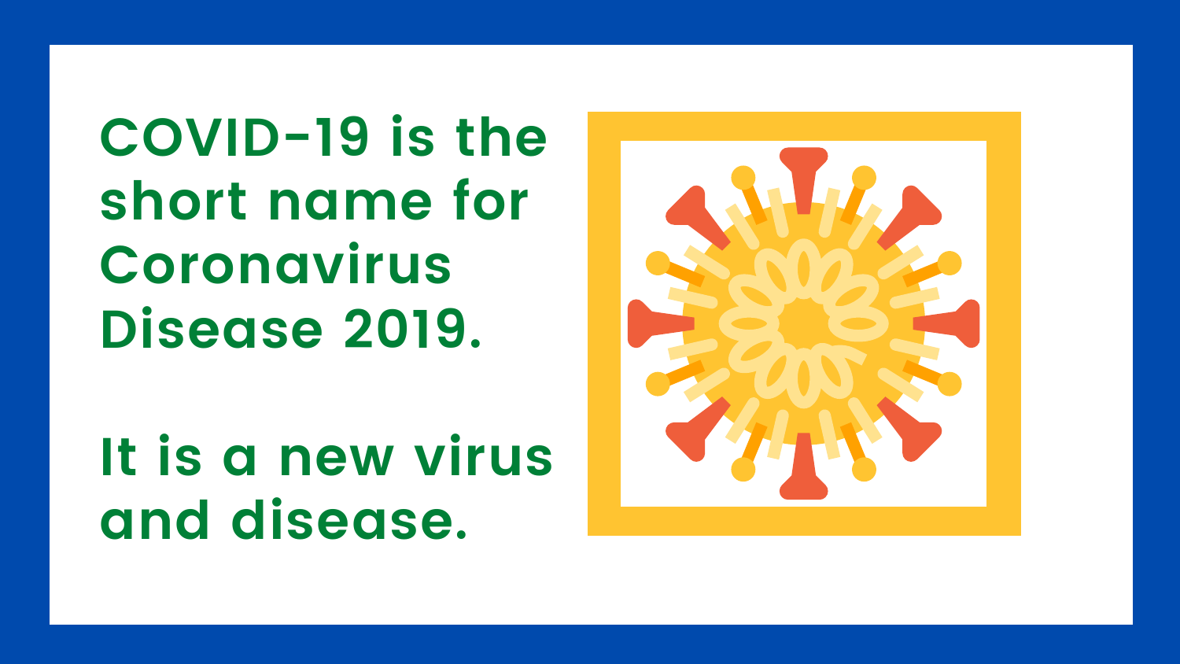COVID-19 is the short name for Coronavirus Disease 2019.

It is a new virus and disease.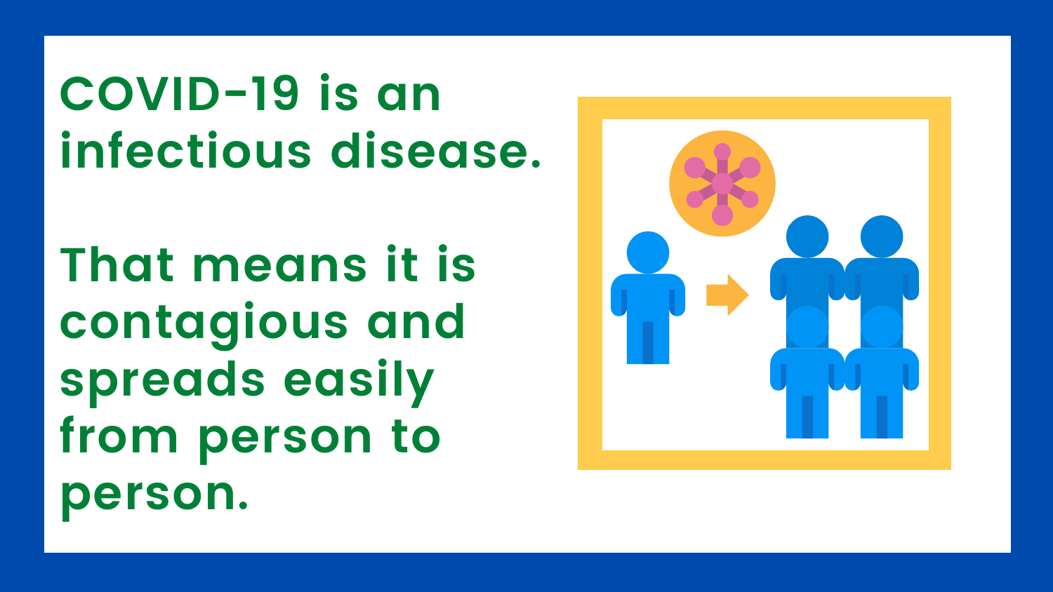COVID-19 is an infectious disease.

That means it is contagious and spreads easily from person to person.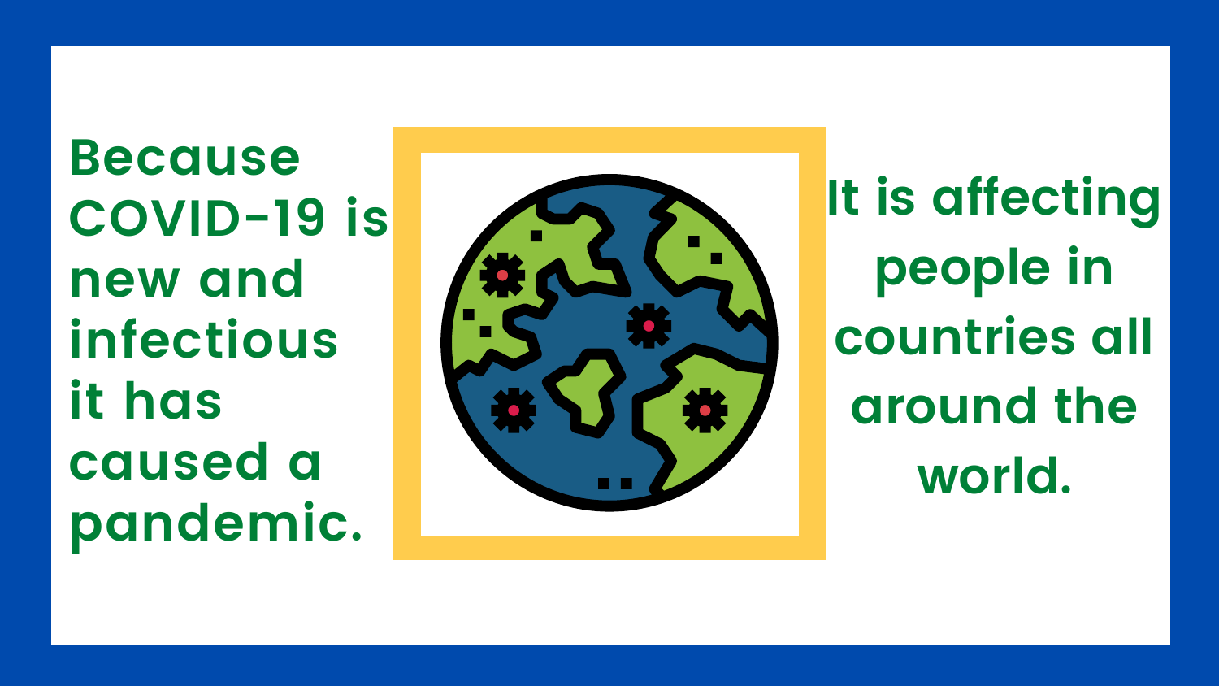Because COVID-19 is new and infectious it has caused a pandemic.

It is affecting people in countries all around the world.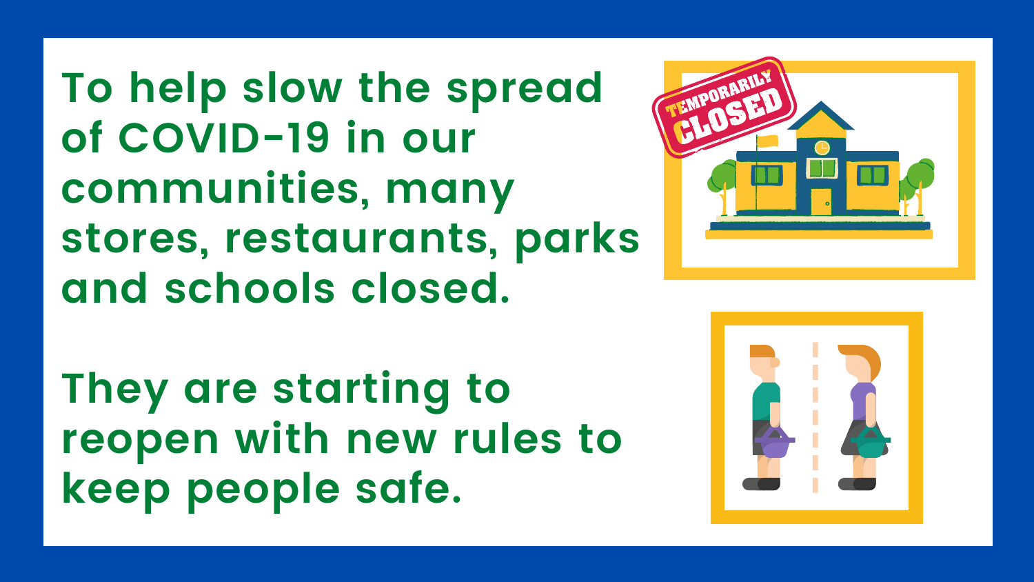To help slow the spread of COVID-19 in our communities, many stores, restaurants, parks and schools closed.

They are starting to reopen with new rules to keep people safe.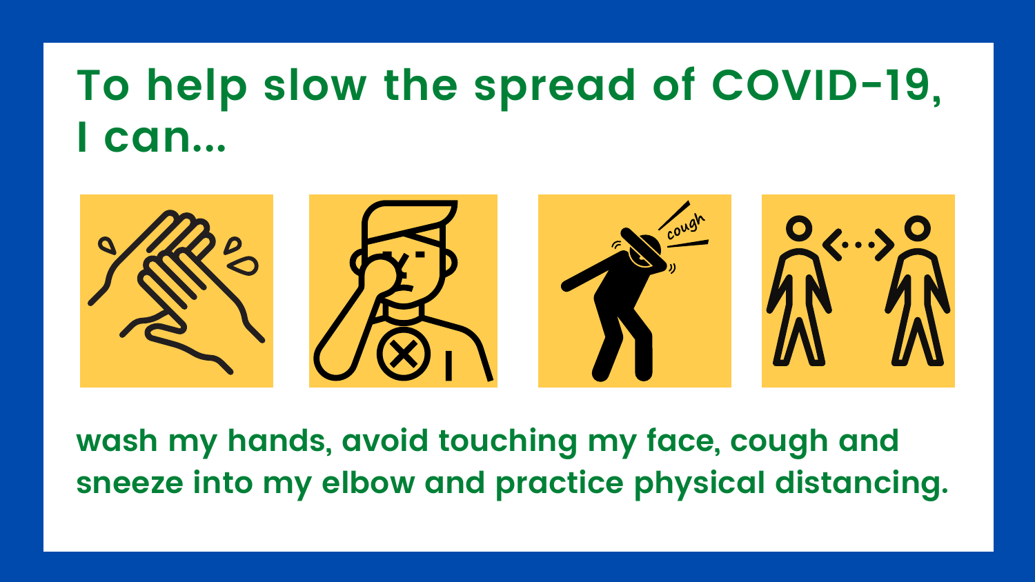# To help slow the spread of COVID-19, I can...

wash my hands, avoid touching my face, cough and sneeze into my elbow and practice physical distancing.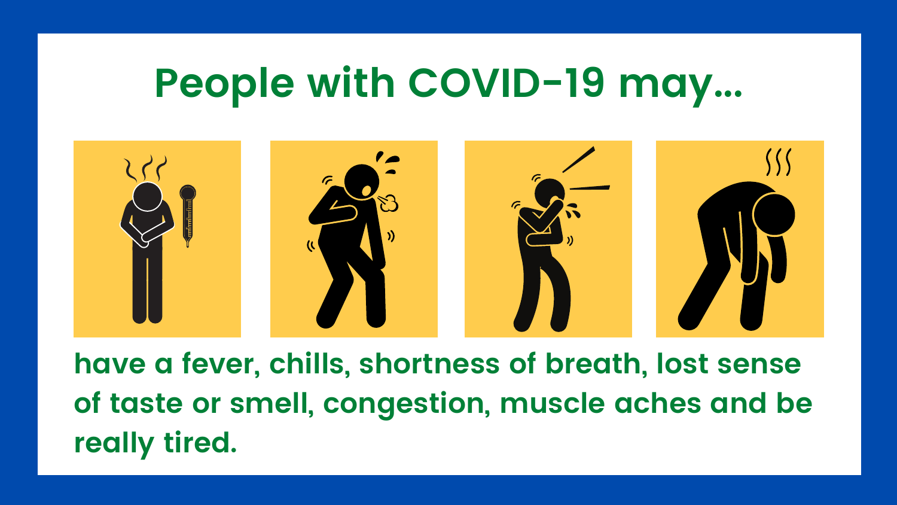# People with COVID-19 may...

**have a fever, chills, shortness of breath, lost sense of taste or smell, congestion, muscle aches and be really tired.**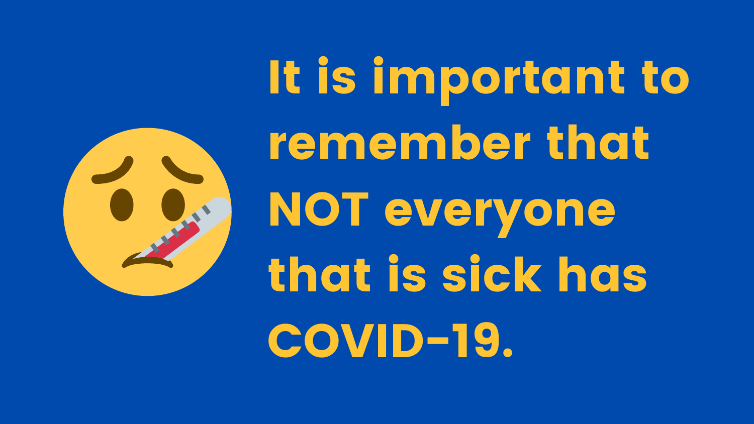**It is important to remember that NOT everyone that is sick has COVID-19.**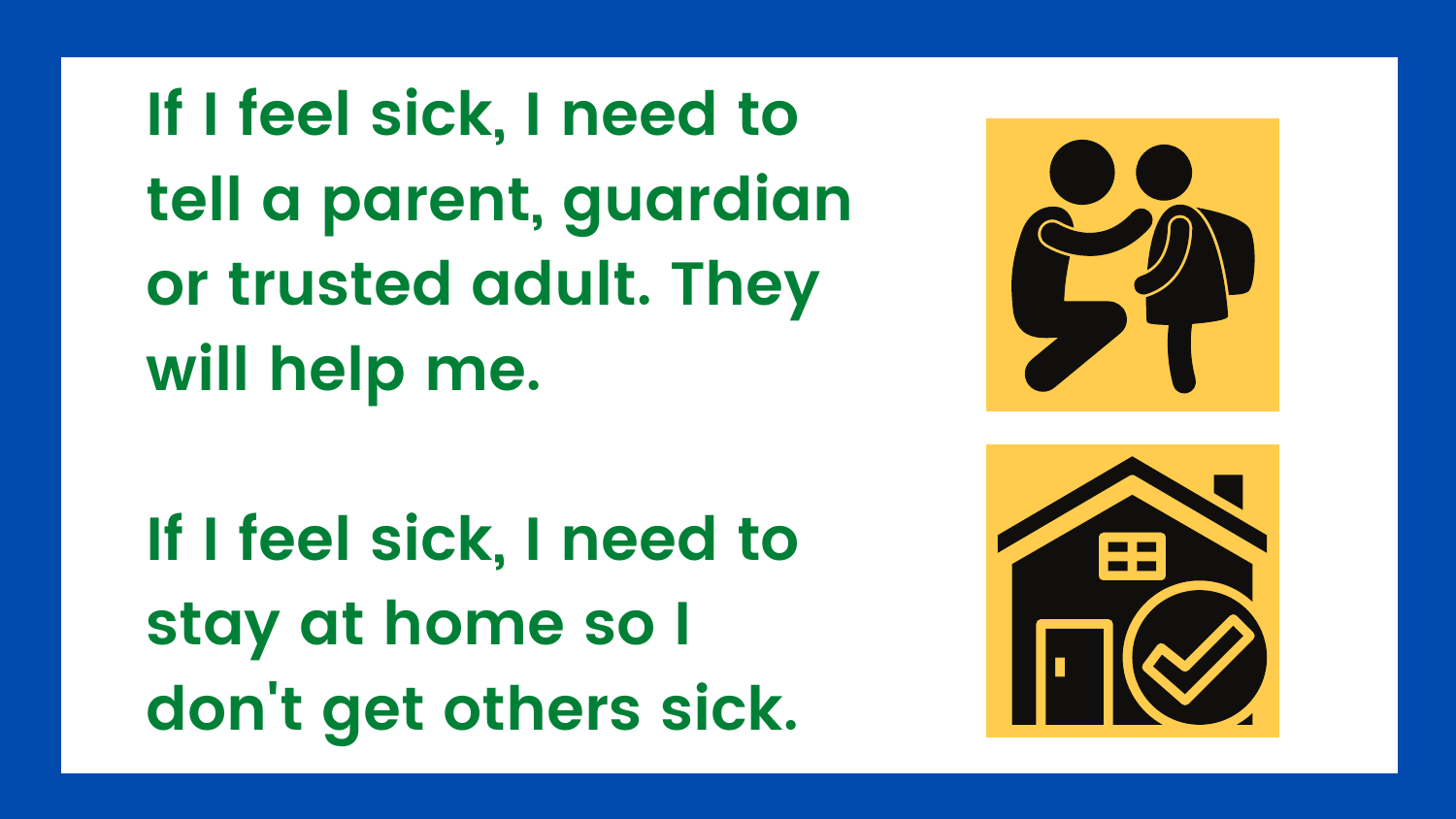**If I feel sick, I need to tell a parent, guardian or trusted adult. They will help me.**

**If I feel sick, I need to stay at home so I don't get others sick.**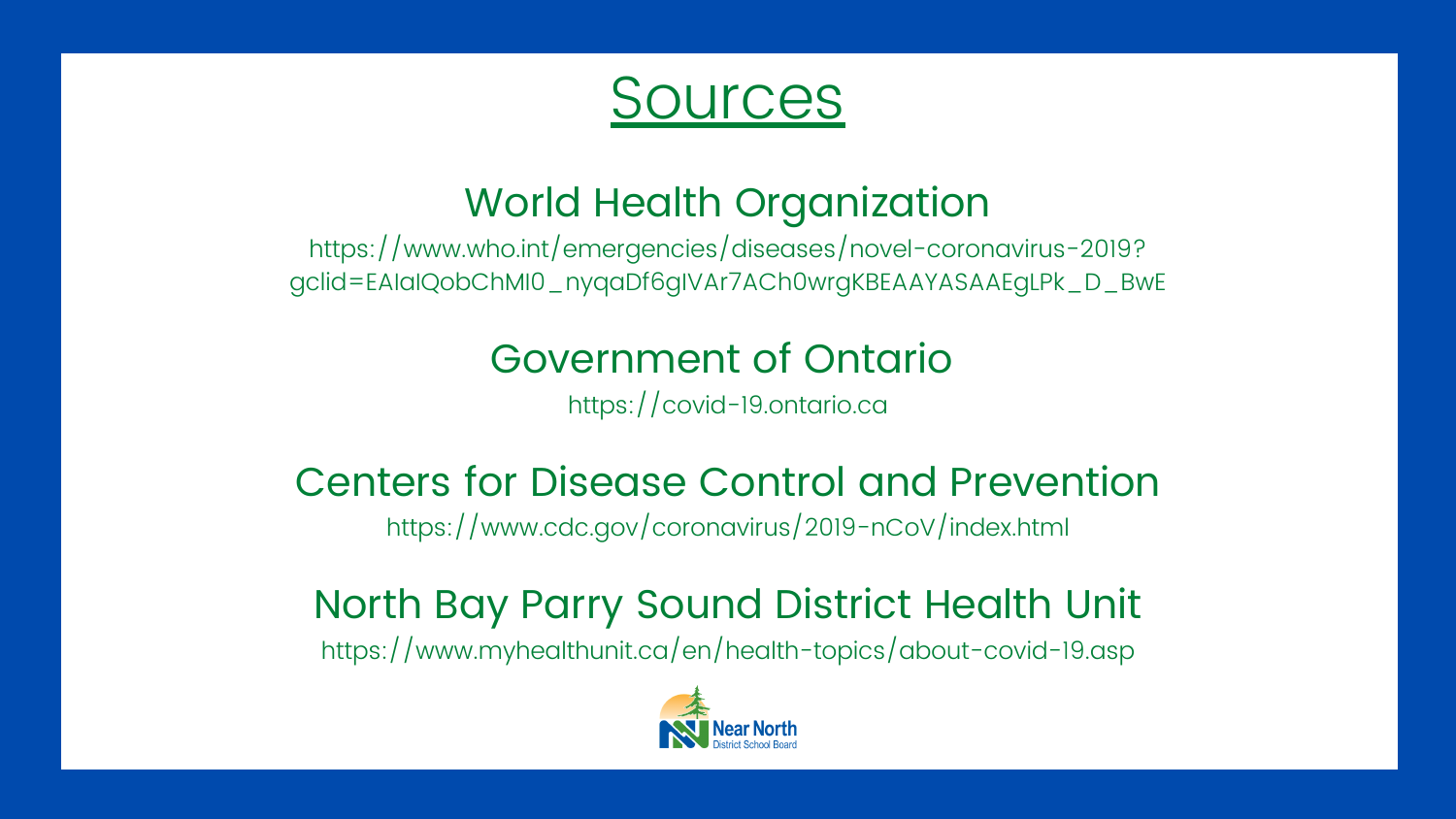# Sources

## World Health Organization

https://www.who.int/emergencies/diseases/novel-coronavirus-2019?gclid=EAIaIQobChMI0_nyqaDf6gIVAr7ACh0wrgKBEAAYASAAEgLPk_D_BwE

## Government of Ontario

https://covid-19.ontario.ca

## Centers for Disease Control and Prevention

https://www.cdc.gov/coronavirus/2019-nCoV/index.html

## North Bay Parry Sound District Health Unit

https://www.myhealthunit.ca/en/health-topics/about-covid-19.asp

Near North District School Board